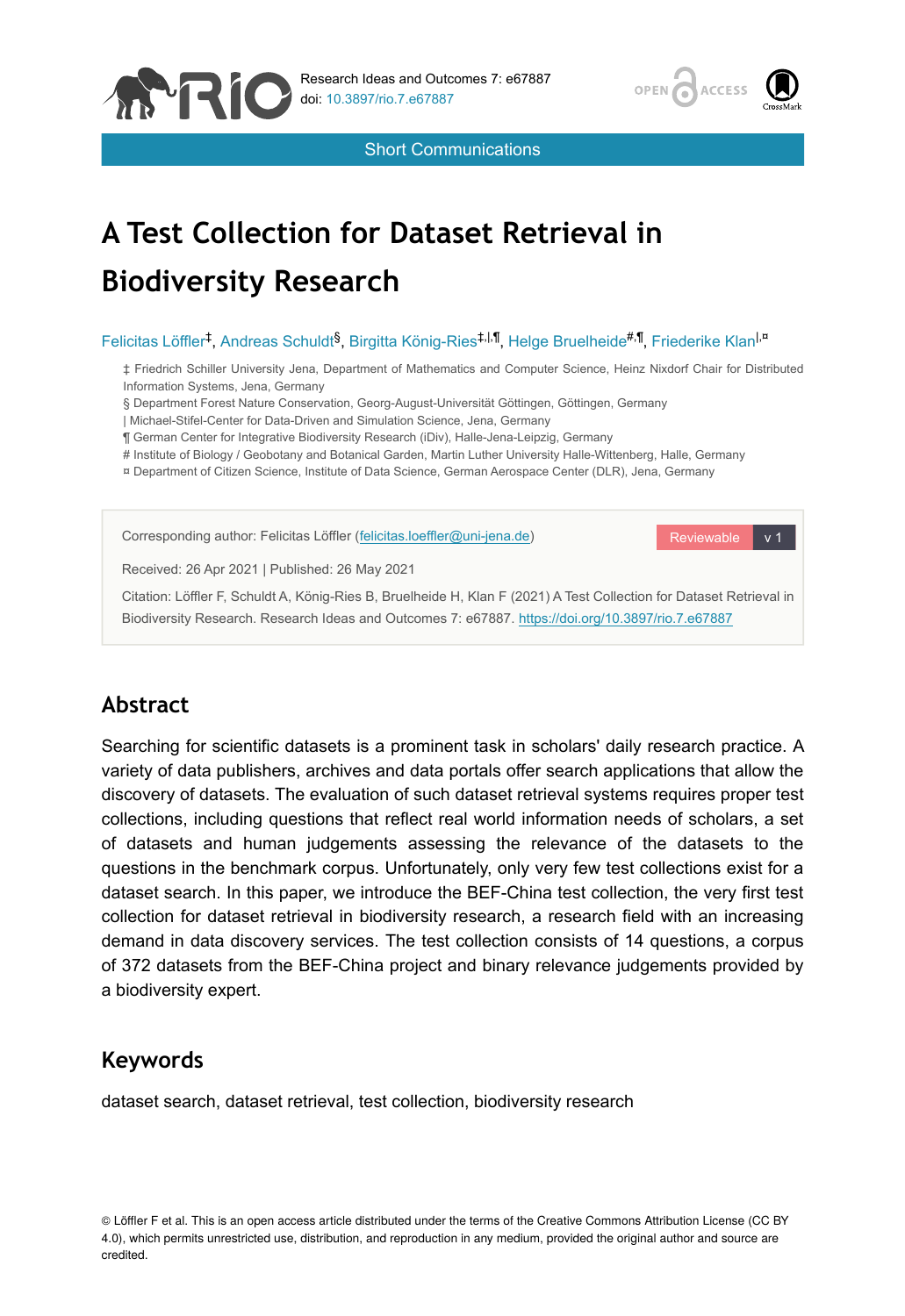Short Communications

# A Test Collection for Dataset Retrieval in Biodiversity Research

Felicitas Löffler[‡], Andreas Schuldt[§], Birgitta König-Ries[‡,|,¶], Helge Bruelheide[#,¶], Friederike Klan[|,¤]

‡ Friedrich Schiller University Jena, Department of Mathematics and Computer Science, Heinz Nixdorf Chair for Distributed Information Systems, Jena, Germany
§ Department Forest Nature Conservation, Georg-August-Universität Göttingen, Göttingen, Germany
| Michael-Stifel-Center for Data-Driven and Simulation Science, Jena, Germany
¶ German Center for Integrative Biodiversity Research (iDiv), Halle-Jena-Leipzig, Germany
# Institute of Biology / Geobotany and Botanical Garden, Martin Luther University Halle-Wittenberg, Halle, Germany
¤ Department of Citizen Science, Institute of Data Science, German Aerospace Center (DLR), Jena, Germany

Corresponding author: Felicitas Löffler (felicitas.loeffler@uni-jena.de)

Received: 26 Apr 2021 | Published: 26 May 2021

Citation: Löffler F, Schuldt A, König-Ries B, Bruelheide H, Klan F (2021) A Test Collection for Dataset Retrieval in Biodiversity Research. Research Ideas and Outcomes 7: e67887. https://doi.org/10.3897/rio.7.e67887

## Abstract

Searching for scientific datasets is a prominent task in scholars' daily research practice. A variety of data publishers, archives and data portals offer search applications that allow the discovery of datasets. The evaluation of such dataset retrieval systems requires proper test collections, including questions that reflect real world information needs of scholars, a set of datasets and human judgements assessing the relevance of the datasets to the questions in the benchmark corpus. Unfortunately, only very few test collections exist for a dataset search. In this paper, we introduce the BEF-China test collection, the very first test collection for dataset retrieval in biodiversity research, a research field with an increasing demand in data discovery services. The test collection consists of 14 questions, a corpus of 372 datasets from the BEF-China project and binary relevance judgements provided by a biodiversity expert.

## Keywords

dataset search, dataset retrieval, test collection, biodiversity research

© Löffler F et al. This is an open access article distributed under the terms of the Creative Commons Attribution License (CC BY 4.0), which permits unrestricted use, distribution, and reproduction in any medium, provided the original author and source are credited.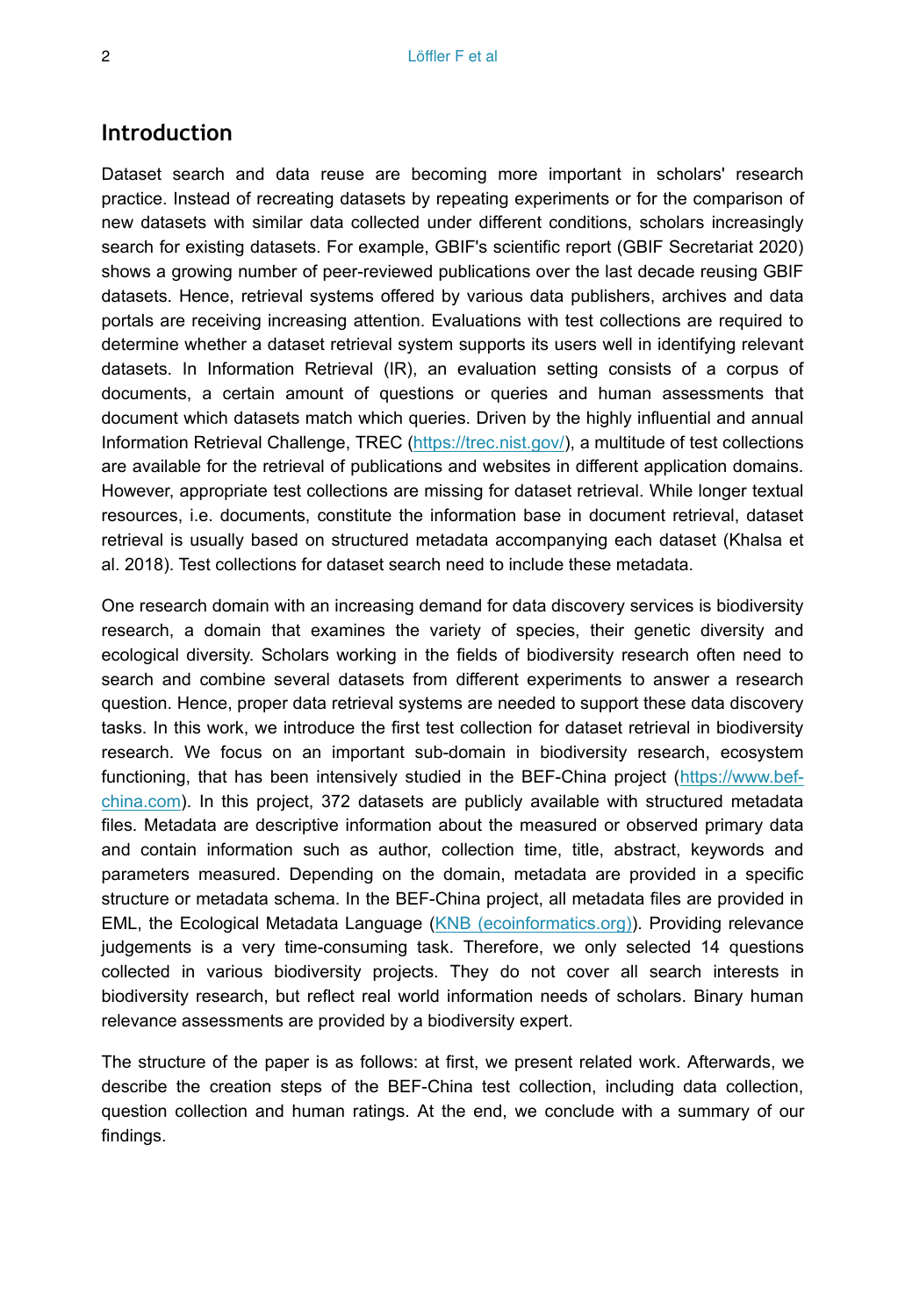## Introduction

Dataset search and data reuse are becoming more important in scholars' research practice. Instead of recreating datasets by repeating experiments or for the comparison of new datasets with similar data collected under different conditions, scholars increasingly search for existing datasets. For example, GBIF's scientific report (GBIF Secretariat 2020) shows a growing number of peer-reviewed publications over the last decade reusing GBIF datasets. Hence, retrieval systems offered by various data publishers, archives and data portals are receiving increasing attention. Evaluations with test collections are required to determine whether a dataset retrieval system supports its users well in identifying relevant datasets. In Information Retrieval (IR), an evaluation setting consists of a corpus of documents, a certain amount of questions or queries and human assessments that document which datasets match which queries. Driven by the highly influential and annual Information Retrieval Challenge, TREC ([https://trec.nist.gov/](https://trec.nist.gov/)), a multitude of test collections are available for the retrieval of publications and websites in different application domains. However, appropriate test collections are missing for dataset retrieval. While longer textual resources, i.e. documents, constitute the information base in document retrieval, dataset retrieval is usually based on structured metadata accompanying each dataset (Khalsa et al. 2018). Test collections for dataset search need to include these metadata.

One research domain with an increasing demand for data discovery services is biodiversity research, a domain that examines the variety of species, their genetic diversity and ecological diversity. Scholars working in the fields of biodiversity research often need to search and combine several datasets from different experiments to answer a research question. Hence, proper data retrieval systems are needed to support these data discovery tasks. In this work, we introduce the first test collection for dataset retrieval in biodiversity research. We focus on an important sub-domain in biodiversity research, ecosystem functioning, that has been intensively studied in the BEF-China project ([https://www.bef-china.com](https://www.bef-china.com)). In this project, 372 datasets are publicly available with structured metadata files. Metadata are descriptive information about the measured or observed primary data and contain information such as author, collection time, title, abstract, keywords and parameters measured. Depending on the domain, metadata are provided in a specific structure or metadata schema. In the BEF-China project, all metadata files are provided in EML, the Ecological Metadata Language (KNB (ecoinformatics.org)). Providing relevance judgements is a very time-consuming task. Therefore, we only selected 14 questions collected in various biodiversity projects. They do not cover all search interests in biodiversity research, but reflect real world information needs of scholars. Binary human relevance assessments are provided by a biodiversity expert.

The structure of the paper is as follows: at first, we present related work. Afterwards, we describe the creation steps of the BEF-China test collection, including data collection, question collection and human ratings. At the end, we conclude with a summary of our findings.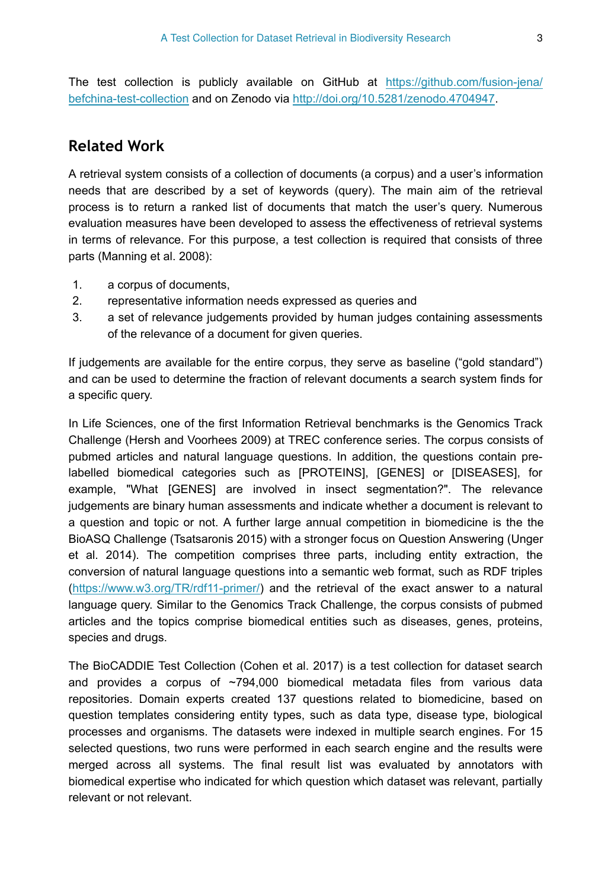The test collection is publicly available on GitHub at https://github.com/fusion-jena/befchina-test-collection and on Zenodo via http://doi.org/10.5281/zenodo.4704947.

## Related Work

A retrieval system consists of a collection of documents (a corpus) and a user's information needs that are described by a set of keywords (query). The main aim of the retrieval process is to return a ranked list of documents that match the user's query. Numerous evaluation measures have been developed to assess the effectiveness of retrieval systems in terms of relevance. For this purpose, a test collection is required that consists of three parts (Manning et al. 2008):

1. a corpus of documents,
2. representative information needs expressed as queries and
3. a set of relevance judgements provided by human judges containing assessments of the relevance of a document for given queries.

If judgements are available for the entire corpus, they serve as baseline ("gold standard") and can be used to determine the fraction of relevant documents a search system finds for a specific query.

In Life Sciences, one of the first Information Retrieval benchmarks is the Genomics Track Challenge (Hersh and Voorhees 2009) at TREC conference series. The corpus consists of pubmed articles and natural language questions. In addition, the questions contain pre-labelled biomedical categories such as [PROTEINS], [GENES] or [DISEASES], for example, "What [GENES] are involved in insect segmentation?". The relevance judgements are binary human assessments and indicate whether a document is relevant to a question and topic or not. A further large annual competition in biomedicine is the the BioASQ Challenge (Tsatsaronis 2015) with a stronger focus on Question Answering (Unger et al. 2014). The competition comprises three parts, including entity extraction, the conversion of natural language questions into a semantic web format, such as RDF triples (https://www.w3.org/TR/rdf11-primer/) and the retrieval of the exact answer to a natural language query. Similar to the Genomics Track Challenge, the corpus consists of pubmed articles and the topics comprise biomedical entities such as diseases, genes, proteins, species and drugs.

The BioCADDIE Test Collection (Cohen et al. 2017) is a test collection for dataset search and provides a corpus of ~794,000 biomedical metadata files from various data repositories. Domain experts created 137 questions related to biomedicine, based on question templates considering entity types, such as data type, disease type, biological processes and organisms. The datasets were indexed in multiple search engines. For 15 selected questions, two runs were performed in each search engine and the results were merged across all systems. The final result list was evaluated by annotators with biomedical expertise who indicated for which question which dataset was relevant, partially relevant or not relevant.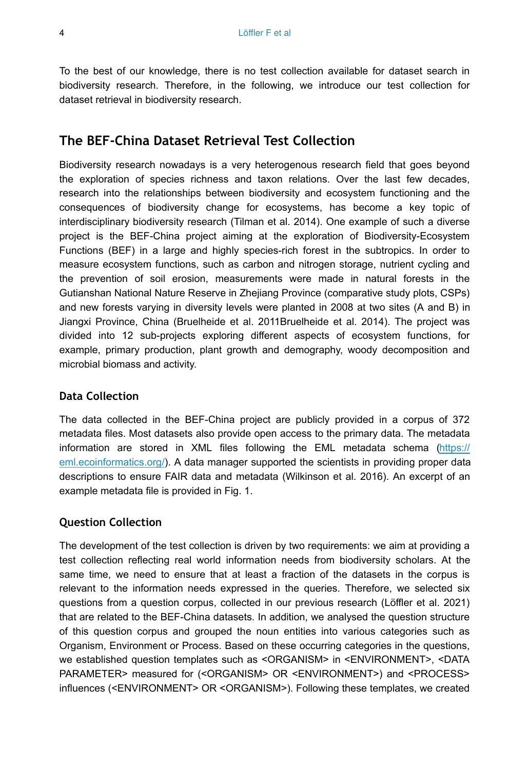To the best of our knowledge, there is no test collection available for dataset search in biodiversity research. Therefore, in the following, we introduce our test collection for dataset retrieval in biodiversity research.

## The BEF-China Dataset Retrieval Test Collection

Biodiversity research nowadays is a very heterogenous research field that goes beyond the exploration of species richness and taxon relations. Over the last few decades, research into the relationships between biodiversity and ecosystem functioning and the consequences of biodiversity change for ecosystems, has become a key topic of interdisciplinary biodiversity research (Tilman et al. 2014). One example of such a diverse project is the BEF-China project aiming at the exploration of Biodiversity-Ecosystem Functions (BEF) in a large and highly species-rich forest in the subtropics. In order to measure ecosystem functions, such as carbon and nitrogen storage, nutrient cycling and the prevention of soil erosion, measurements were made in natural forests in the Gutianshan National Nature Reserve in Zhejiang Province (comparative study plots, CSPs) and new forests varying in diversity levels were planted in 2008 at two sites (A and B) in Jiangxi Province, China (Bruelheide et al. 2011Bruelheide et al. 2014). The project was divided into 12 sub-projects exploring different aspects of ecosystem functions, for example, primary production, plant growth and demography, woody decomposition and microbial biomass and activity.

### Data Collection

The data collected in the BEF-China project are publicly provided in a corpus of 372 metadata files. Most datasets also provide open access to the primary data. The metadata information are stored in XML files following the EML metadata schema (https://eml.ecoinformatics.org/). A data manager supported the scientists in providing proper data descriptions to ensure FAIR data and metadata (Wilkinson et al. 2016). An excerpt of an example metadata file is provided in Fig. 1.

### Question Collection

The development of the test collection is driven by two requirements: we aim at providing a test collection reflecting real world information needs from biodiversity scholars. At the same time, we need to ensure that at least a fraction of the datasets in the corpus is relevant to the information needs expressed in the queries. Therefore, we selected six questions from a question corpus, collected in our previous research (Löffler et al. 2021) that are related to the BEF-China datasets. In addition, we analysed the question structure of this question corpus and grouped the noun entities into various categories such as Organism, Environment or Process. Based on these occurring categories in the questions, we established question templates such as <ORGANISM> in <ENVIRONMENT>, <DATA PARAMETER> measured for (<ORGANISM> OR <ENVIRONMENT>) and <PROCESS> influences (<ENVIRONMENT> OR <ORGANISM>). Following these templates, we created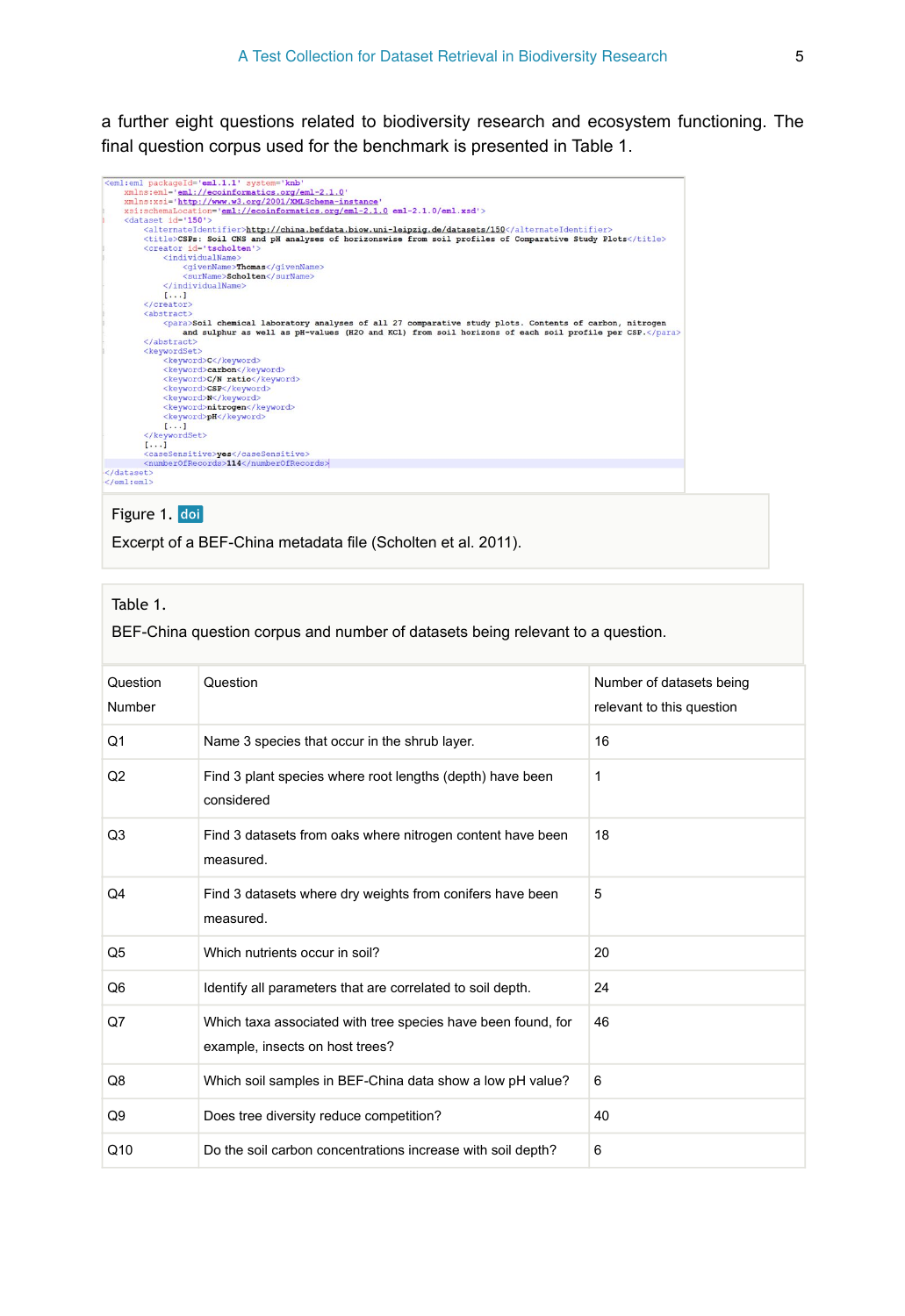a further eight questions related to biodiversity research and ecosystem functioning. The final question corpus used for the benchmark is presented in Table 1.

```
<eml:eml packageId='eml.1.1' system='knb'
    xmlns:eml='eml://ecoinformatics.org/eml-2.1.0'
    xmlns:xsi='http://www.w3.org/2001/XMLSchema-instance'
    xsi:schemaLocation='eml://ecoinformatics.org/eml-2.1.0 eml-2.1.0/eml.xsd'>
  <dataset id='150'>
    <alternateIdentifier>http://china.befdata.biow.uni-leipzig.de/datasets/150</alternateIdentifier>
    <title>CSPs: Soil CNS and pH analyses of horizonswise from soil profiles of Comparative Study Plots</title>
    <creator id='tscholten'>
      <individualName>
        <givenName>Thomas</givenName>
        <surName>Scholten</surName>
      </individualName>
      [...]
    </creator>
    <abstract>
      <para>Soil chemical laboratory analyses of all 27 comparative study plots. Contents of carbon, nitrogen
        and sulphur as well as pH-values (H2O and KCl) from soil horizons of each soil profile per CSP.</para>
    </abstract>
    <keywordSet>
      <keyword>C</keyword>
      <keyword>carbon</keyword>
      <keyword>C/N ratio</keyword>
      <keyword>CSP</keyword>
      <keyword>N</keyword>
      <keyword>nitrogen</keyword>
      <keyword>pH</keyword>
      [...]
    </keywordSet>
    [...]
    <caseSensitive>yes</caseSensitive>
    <numberOfRecords>114</numberOfRecords>
  </dataset>
</eml:eml>
```

Figure 1. doi

Excerpt of a BEF-China metadata file (Scholten et al. 2011).

Table 1.

BEF-China question corpus and number of datasets being relevant to a question.

| Question Number | Question | Number of datasets being relevant to this question |
|---|---|---|
| Q1 | Name 3 species that occur in the shrub layer. | 16 |
| Q2 | Find 3 plant species where root lengths (depth) have been considered | 1 |
| Q3 | Find 3 datasets from oaks where nitrogen content have been measured. | 18 |
| Q4 | Find 3 datasets where dry weights from conifers have been measured. | 5 |
| Q5 | Which nutrients occur in soil? | 20 |
| Q6 | Identify all parameters that are correlated to soil depth. | 24 |
| Q7 | Which taxa associated with tree species have been found, for example, insects on host trees? | 46 |
| Q8 | Which soil samples in BEF-China data show a low pH value? | 6 |
| Q9 | Does tree diversity reduce competition? | 40 |
| Q10 | Do the soil carbon concentrations increase with soil depth? | 6 |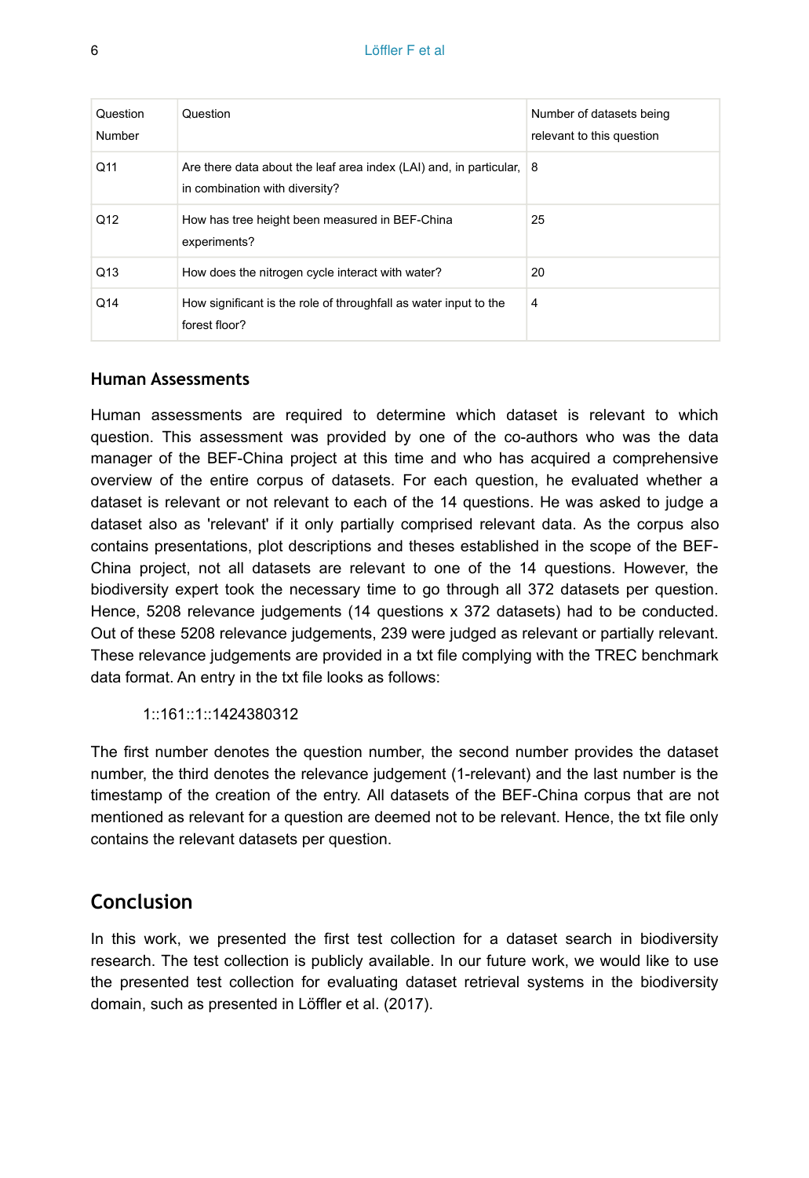| Question Number | Question | Number of datasets being relevant to this question |
| --- | --- | --- |
| Q11 | Are there data about the leaf area index (LAI) and, in particular, in combination with diversity? | 8 |
| Q12 | How has tree height been measured in BEF-China experiments? | 25 |
| Q13 | How does the nitrogen cycle interact with water? | 20 |
| Q14 | How significant is the role of throughfall as water input to the forest floor? | 4 |

### Human Assessments

Human assessments are required to determine which dataset is relevant to which question. This assessment was provided by one of the co-authors who was the data manager of the BEF-China project at this time and who has acquired a comprehensive overview of the entire corpus of datasets. For each question, he evaluated whether a dataset is relevant or not relevant to each of the 14 questions. He was asked to judge a dataset also as 'relevant' if it only partially comprised relevant data. As the corpus also contains presentations, plot descriptions and theses established in the scope of the BEF-China project, not all datasets are relevant to one of the 14 questions. However, the biodiversity expert took the necessary time to go through all 372 datasets per question. Hence, 5208 relevance judgements (14 questions x 372 datasets) had to be conducted. Out of these 5208 relevance judgements, 239 were judged as relevant or partially relevant. These relevance judgements are provided in a txt file complying with the TREC benchmark data format. An entry in the txt file looks as follows:

1::161::1::1424380312

The first number denotes the question number, the second number provides the dataset number, the third denotes the relevance judgement (1-relevant) and the last number is the timestamp of the creation of the entry. All datasets of the BEF-China corpus that are not mentioned as relevant for a question are deemed not to be relevant. Hence, the txt file only contains the relevant datasets per question.

## Conclusion

In this work, we presented the first test collection for a dataset search in biodiversity research. The test collection is publicly available. In our future work, we would like to use the presented test collection for evaluating dataset retrieval systems in the biodiversity domain, such as presented in Löffler et al. (2017).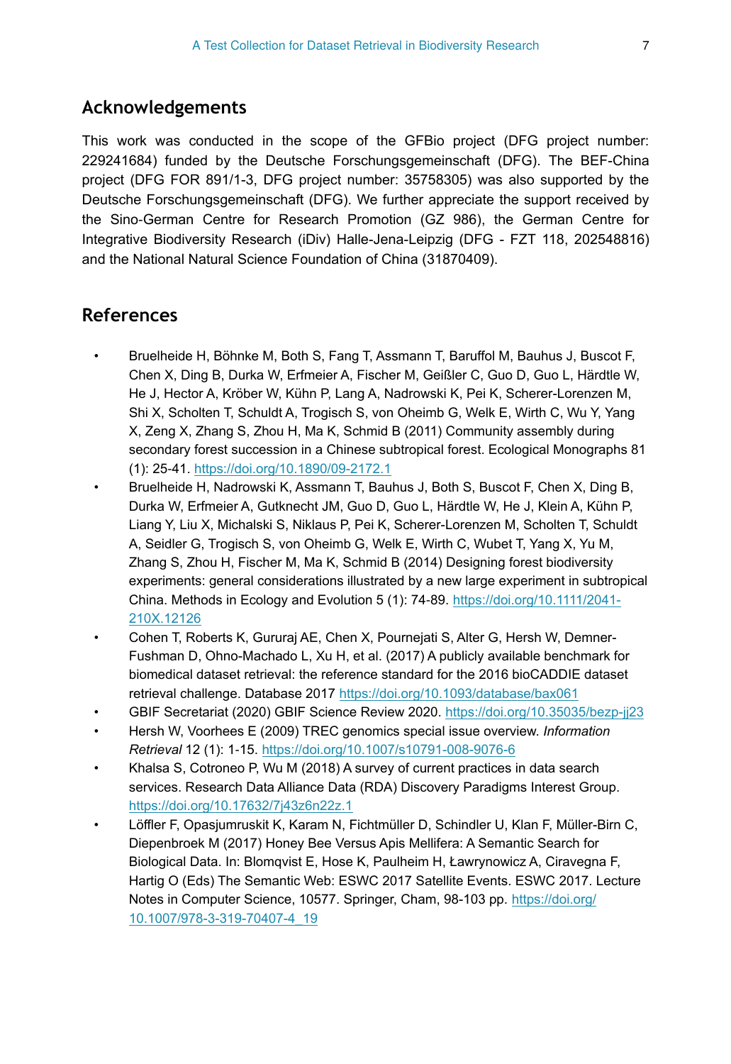## Acknowledgements

This work was conducted in the scope of the GFBio project (DFG project number: 229241684) funded by the Deutsche Forschungsgemeinschaft (DFG). The BEF-China project (DFG FOR 891/1-3, DFG project number: 35758305) was also supported by the Deutsche Forschungsgemeinschaft (DFG). We further appreciate the support received by the Sino-German Centre for Research Promotion (GZ 986), the German Centre for Integrative Biodiversity Research (iDiv) Halle-Jena-Leipzig (DFG - FZT 118, 202548816) and the National Natural Science Foundation of China (31870409).

## References

- Bruelheide H, Böhnke M, Both S, Fang T, Assmann T, Baruffol M, Bauhus J, Buscot F, Chen X, Ding B, Durka W, Erfmeier A, Fischer M, Geißler C, Guo D, Guo L, Härdtle W, He J, Hector A, Kröber W, Kühn P, Lang A, Nadrowski K, Pei K, Scherer-Lorenzen M, Shi X, Scholten T, Schuldt A, Trogisch S, von Oheimb G, Welk E, Wirth C, Wu Y, Yang X, Zeng X, Zhang S, Zhou H, Ma K, Schmid B (2011) Community assembly during secondary forest succession in a Chinese subtropical forest. Ecological Monographs 81 (1): 25-41. https://doi.org/10.1890/09-2172.1
- Bruelheide H, Nadrowski K, Assmann T, Bauhus J, Both S, Buscot F, Chen X, Ding B, Durka W, Erfmeier A, Gutknecht JM, Guo D, Guo L, Härdtle W, He J, Klein A, Kühn P, Liang Y, Liu X, Michalski S, Niklaus P, Pei K, Scherer-Lorenzen M, Scholten T, Schuldt A, Seidler G, Trogisch S, von Oheimb G, Welk E, Wirth C, Wubet T, Yang X, Yu M, Zhang S, Zhou H, Fischer M, Ma K, Schmid B (2014) Designing forest biodiversity experiments: general considerations illustrated by a new large experiment in subtropical China. Methods in Ecology and Evolution 5 (1): 74-89. https://doi.org/10.1111/2041-210X.12126
- Cohen T, Roberts K, Gururaj AE, Chen X, Pournejati S, Alter G, Hersh W, Demner-Fushman D, Ohno-Machado L, Xu H, et al. (2017) A publicly available benchmark for biomedical dataset retrieval: the reference standard for the 2016 bioCADDIE dataset retrieval challenge. Database 2017 https://doi.org/10.1093/database/bax061
- GBIF Secretariat (2020) GBIF Science Review 2020. https://doi.org/10.35035/bezp-jj23
- Hersh W, Voorhees E (2009) TREC genomics special issue overview. *Information Retrieval* 12 (1): 1-15. https://doi.org/10.1007/s10791-008-9076-6
- Khalsa S, Cotroneo P, Wu M (2018) A survey of current practices in data search services. Research Data Alliance Data (RDA) Discovery Paradigms Interest Group. https://doi.org/10.17632/7j43z6n22z.1
- Löffler F, Opasjumruskit K, Karam N, Fichtmüller D, Schindler U, Klan F, Müller-Birn C, Diepenbroek M (2017) Honey Bee Versus Apis Mellifera: A Semantic Search for Biological Data. In: Blomqvist E, Hose K, Paulheim H, Ławrynowicz A, Ciravegna F, Hartig O (Eds) The Semantic Web: ESWC 2017 Satellite Events. ESWC 2017. Lecture Notes in Computer Science, 10577. Springer, Cham, 98-103 pp. https://doi.org/10.1007/978-3-319-70407-4_19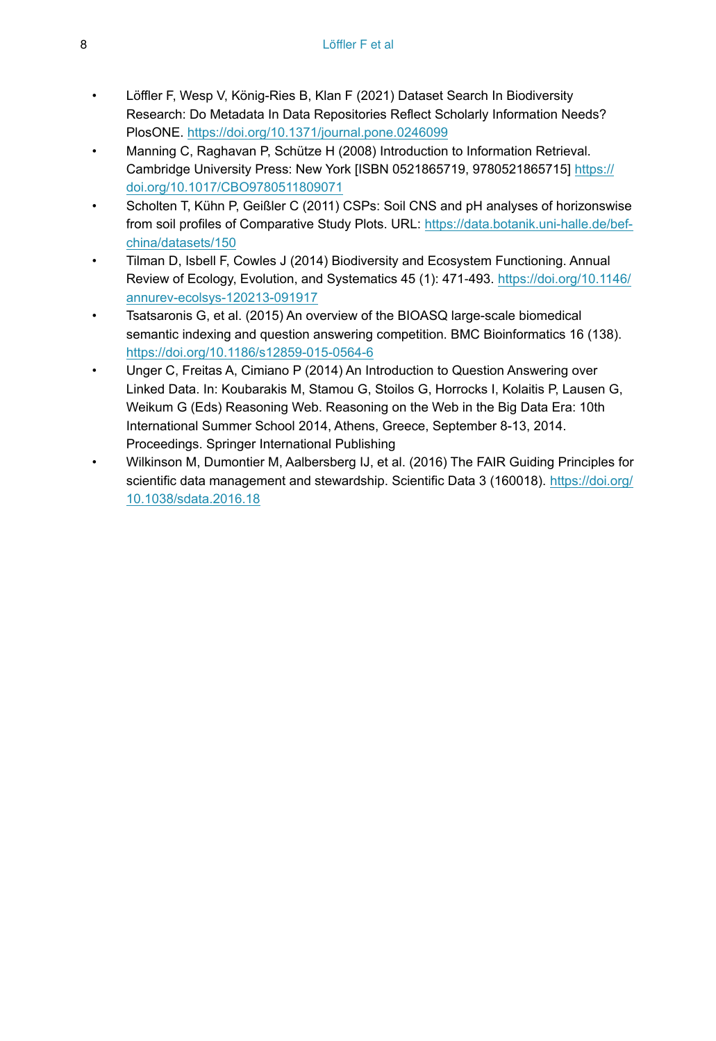- Löffler F, Wesp V, König-Ries B, Klan F (2021) Dataset Search In Biodiversity Research: Do Metadata In Data Repositories Reflect Scholarly Information Needs? PlosONE. https://doi.org/10.1371/journal.pone.0246099
- Manning C, Raghavan P, Schütze H (2008) Introduction to Information Retrieval. Cambridge University Press: New York [ISBN 0521865719, 9780521865715] https://doi.org/10.1017/CBO9780511809071
- Scholten T, Kühn P, Geißler C (2011) CSPs: Soil CNS and pH analyses of horizonswise from soil profiles of Comparative Study Plots. URL: https://data.botanik.uni-halle.de/bef-china/datasets/150
- Tilman D, Isbell F, Cowles J (2014) Biodiversity and Ecosystem Functioning. Annual Review of Ecology, Evolution, and Systematics 45 (1): 471-493. https://doi.org/10.1146/annurev-ecolsys-120213-091917
- Tsatsaronis G, et al. (2015) An overview of the BIOASQ large-scale biomedical semantic indexing and question answering competition. BMC Bioinformatics 16 (138). https://doi.org/10.1186/s12859-015-0564-6
- Unger C, Freitas A, Cimiano P (2014) An Introduction to Question Answering over Linked Data. In: Koubarakis M, Stamou G, Stoilos G, Horrocks I, Kolaitis P, Lausen G, Weikum G (Eds) Reasoning Web. Reasoning on the Web in the Big Data Era: 10th International Summer School 2014, Athens, Greece, September 8-13, 2014. Proceedings. Springer International Publishing
- Wilkinson M, Dumontier M, Aalbersberg IJ, et al. (2016) The FAIR Guiding Principles for scientific data management and stewardship. Scientific Data 3 (160018). https://doi.org/10.1038/sdata.2016.18